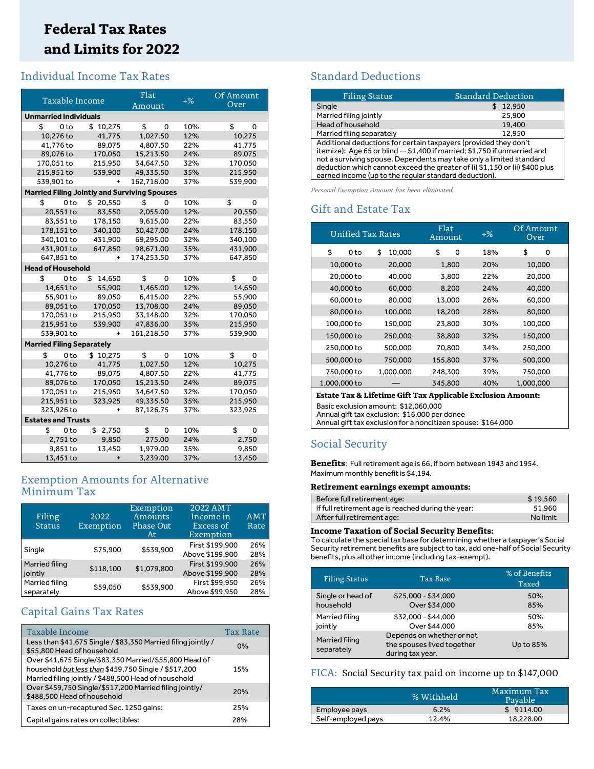# Federal Tax Rates and Limits for 2022

## Individual Income Tax Rates

| Taxable Income | | Flat Amount | +% | Of Amount Over |
|---|---|---|---|---|
| **Unmarried Individuals** | | | | |
| $ 0 to | $ 10,275 | $ 0 | 10% | $ 0 |
| 10,276 to | 41,775 | 1,027.50 | 12% | 10,275 |
| 41,776 to | 89,075 | 4,807.50 | 22% | 41,775 |
| 89,076 to | 170,050 | 15,213.50 | 24% | 89,075 |
| 170,051 to | 215,950 | 34,647.50 | 32% | 170,050 |
| 215,951 to | 539,900 | 49,335.50 | 35% | 215,950 |
| 539,901 to | + | 162,718.00 | 37% | 539,900 |
| **Married Filing Jointly and Surviving Spouses** | | | | |
| $ 0 to | $ 20,550 | $ 0 | 10% | $ 0 |
| 20,551 to | 83,550 | 2,055.00 | 12% | 20,550 |
| 83,551 to | 178,150 | 9,615.00 | 22% | 83,550 |
| 178,151 to | 340,100 | 30,427.00 | 24% | 178,150 |
| 340,101 to | 431,900 | 69,295.00 | 32% | 340,100 |
| 431,901 to | 647,850 | 98,671.00 | 35% | 431,900 |
| 647,851 to | + | 174,253.50 | 37% | 647,850 |
| **Head of Household** | | | | |
| $ 0 to | $ 14,650 | $ 0 | 10% | $ 0 |
| 14,651 to | 55,900 | 1,465.00 | 12% | 14,650 |
| 55,901 to | 89,050 | 6,415.00 | 22% | 55,900 |
| 89,051 to | 170,050 | 13,708.00 | 24% | 89,050 |
| 170,051 to | 215,950 | 33,148.00 | 32% | 170,050 |
| 215,951 to | 539,900 | 47,836.00 | 35% | 215,950 |
| 539,901 to | + | 161,218.50 | 37% | 539,900 |
| **Married Filing Separately** | | | | |
| $ 0 to | $ 10,275 | $ 0 | 10% | $ 0 |
| 10,276 to | 41,775 | 1,027.50 | 12% | 10,275 |
| 41,776 to | 89,075 | 4,807.50 | 22% | 41,775 |
| 89,076 to | 170,050 | 15,213.50 | 24% | 89,075 |
| 170,051 to | 215,950 | 34,647.50 | 32% | 170,050 |
| 215,951 to | 323,925 | 49,335.50 | 35% | 215,950 |
| 323,926 to | + | 87,126.75 | 37% | 323,925 |
| **Estates and Trusts** | | | | |
| $ 0 to | $ 2,750 | $ 0 | 10% | $ 0 |
| 2,751 to | 9,850 | 275.00 | 24% | 2,750 |
| 9,851 to | 13,450 | 1,979.00 | 35% | 9,850 |
| 13,451 to | + | 3,239.00 | 37% | 13,450 |

## Exemption Amounts for Alternative Minimum Tax

| Filing Status | 2022 Exemption | Exemption Amounts Phase Out At | 2022 AMT Income in Excess of Exemption | AMT Rate |
|---|---|---|---|---|
| Single | $75,900 | $539,900 | First $199,900<br>Above $199,900 | 26%<br>28% |
| Married filing jointly | $118,100 | $1,079,800 | First $199,900<br>Above $199,900 | 26%<br>28% |
| Married filing separately | $59,050 | $539,900 | First $99,950<br>Above $99,950 | 26%<br>28% |

## Capital Gains Tax Rates

| Taxable Income | Tax Rate |
|---|---|
| Less than $41,675 Single / $83,350 Married filing jointly / $55,800 Head of household | 0% |
| Over $41,675 Single/$83,350 Married/$55,800 Head of household *but less than* $459,750 Single / $517,200 Married filing jointly / $488,500 Head of household | 15% |
| Over $459,750 Single/$517,200 Married filing jointly/ $488,500 Head of household | 20% |
| Taxes on un-recaptured Sec. 1250 gains: | 25% |
| Capital gains rates on collectibles: | 28% |

## Standard Deductions

| Filing Status | Standard Deduction |
|---|---|
| Single | $ 12,950 |
| Married filing jointly | 25,900 |
| Head of household | 19,400 |
| Married filing separately | 12,950 |

Additional deductions for certain taxpayers (provided they don't itemize): Age 65 or blind -- $1,400 if married; $1,750 if unmarried and not a surviving spouse. Dependents may take only a limited standard deduction which cannot exceed the greater of (i) $1,150 or (ii) $400 plus earned income (up to the regular standard deduction).

*Personal Exemption Amount has been eliminated.*

## Gift and Estate Tax

| Unified Tax Rates | | Flat Amount | +% | Of Amount Over |
|---|---|---|---|---|
| $ 0 to | $ 10,000 | $ 0 | 18% | $ 0 |
| 10,000 to | 20,000 | 1,800 | 20% | 10,000 |
| 20,000 to | 40,000 | 3,800 | 22% | 20,000 |
| 40,000 to | 60,000 | 8,200 | 24% | 40,000 |
| 60,000 to | 80,000 | 13,000 | 26% | 60,000 |
| 80,000 to | 100,000 | 18,200 | 28% | 80,000 |
| 100,000 to | 150,000 | 23,800 | 30% | 100,000 |
| 150,000 to | 250,000 | 38,800 | 32% | 150,000 |
| 250,000 to | 500,000 | 70,800 | 34% | 250,000 |
| 500,000 to | 750,000 | 155,800 | 37% | 500,000 |
| 750,000 to | 1,000,000 | 248,300 | 39% | 750,000 |
| 1,000,000 to | — | 345,800 | 40% | 1,000,000 |

**Estate Tax & Lifetime Gift Tax Applicable Exclusion Amount:**

Basic exclusion amount: $12,060,000
Annual gift tax exclusion: $16,000 per donee
Annual gift tax exclusion for a noncitizen spouse: $164,000

## Social Security

**Benefits**: Full retirement age is 66, if born between 1943 and 1954. Maximum monthly benefit is $4,194.

**Retirement earnings exempt amounts:**

| | |
|---|---|
| Before full retirement age: | $ 19,560 |
| If full retirement age is reached during the year: | 51,960 |
| After full retirement age: | No limit |

**Income Taxation of Social Security Benefits:**
To calculate the special tax base for determining whether a taxpayer's Social Security retirement benefits are subject to tax, add one-half of Social Security benefits, plus all other income (including tax-exempt).

| Filing Status | Tax Base | % of Benefits Taxed |
|---|---|---|
| Single or head of household | $25,000 - $34,000<br>Over $34,000 | 50%<br>85% |
| Married filing jointly | $32,000 - $44,000<br>Over $44,000 | 50%<br>85% |
| Married filing separately | Depends on whether or not the spouses lived together during tax year. | Up to 85% |

## FICA: Social Security tax paid on income up to $147,000

| | % Withheld | Maximum Tax Payable |
|---|---|---|
| Employee pays | 6.2% | $ 9114.00 |
| Self-employed pays | 12.4% | 18,228.00 |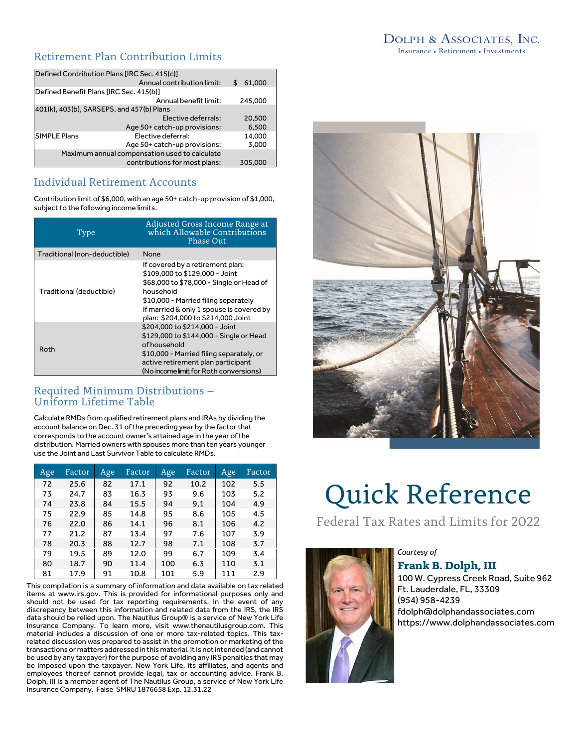## Retirement Plan Contribution Limits

| | | |
|---|---|---|
| Defined Contribution Plans [IRC Sec. 415(c)] | | |
| | Annual contribution limit: | $ 61,000 |
| Defined Benefit Plans [IRC Sec. 415(b)] | | |
| | Annual benefit limit: | 245,000 |
| 401(k), 403(b), SARSEPS, and 457(b) Plans | | |
| | Elective deferrals: | 20,500 |
| | Age 50+ catch-up provisions: | 6,500 |
| SIMPLE Plans | Elective deferral: | 14,000 |
| | Age 50+ catch-up provisions: | 3,000 |
| | Maximum annual compensation used to calculate contributions for most plans: | 305,000 |

## Individual Retirement Accounts

Contribution limit of $6,000, with an age 50+ catch-up provision of $1,000, subject to the following income limits.

| Type | Adjusted Gross Income Range at which Allowable Contributions Phase Out |
|---|---|
| Traditional (non-deductible) | None |
| Traditional (deductible) | If covered by a retirement plan:<br>$109,000 to $129,000 - Joint<br>$68,000 to $78,000 - Single or Head of household<br>$10,000 - Married filing separately<br>If married & only 1 spouse is covered by plan: $204,000 to $214,000 Joint |
| Roth | $204,000 to $214,000 - Joint<br>$129,000 to $144,000 - Single or Head of household<br>$10,000 - Married filing separately, or active retirement plan participant<br>(No income limit for Roth conversions) |

## Required Minimum Distributions – Uniform Lifetime Table

Calculate RMDs from qualified retirement plans and IRAs by dividing the account balance on Dec. 31 of the preceding year by the factor that corresponds to the account owner's attained age in the year of the distribution. Married owners with spouses more than ten years younger use the Joint and Last Survivor Table to calculate RMDs.

| Age | Factor | Age | Factor | Age | Factor | Age | Factor |
|---|---|---|---|---|---|---|---|
| 72 | 25.6 | 82 | 17.1 | 92 | 10.2 | 102 | 5.5 |
| 73 | 24.7 | 83 | 16.3 | 93 | 9.6 | 103 | 5.2 |
| 74 | 23.8 | 84 | 15.5 | 94 | 9.1 | 104 | 4.9 |
| 75 | 22.9 | 85 | 14.8 | 95 | 8.6 | 105 | 4.5 |
| 76 | 22.0 | 86 | 14.1 | 96 | 8.1 | 106 | 4.2 |
| 77 | 21.2 | 87 | 13.4 | 97 | 7.6 | 107 | 3.9 |
| 78 | 20.3 | 88 | 12.7 | 98 | 7.1 | 108 | 3.7 |
| 79 | 19.5 | 89 | 12.0 | 99 | 6.7 | 109 | 3.4 |
| 80 | 18.7 | 90 | 11.4 | 100 | 6.3 | 110 | 3.1 |
| 81 | 17.9 | 91 | 10.8 | 101 | 5.9 | 111 | 2.9 |

This compilation is a summary of information and data available on tax related items at www.irs.gov. This is provided for informational purposes only and should not be used for tax reporting requirements. In the event of any discrepancy between this information and related data from the IRS, the IRS data should be relied upon. The Nautilus Group® is a service of New York Life Insurance Company. To learn more, visit www.thenautilusgroup.com. This material includes a discussion of one or more tax-related topics. This tax-related discussion was prepared to assist in the promotion or marketing of the transactions or matters addressed in this material. It is not intended (and cannot be used by any taxpayer) for the purpose of avoiding any IRS penalties that may be imposed upon the taxpayer. New York Life, its affiliates, and agents and employees thereof cannot provide legal, tax or accounting advice. Frank B. Dolph, III is a member agent of The Nautilus Group, a service of New York Life Insurance Company. False SMRU 1876658 Exp. 12.31.22

DOLPH & ASSOCIATES, INC.
Insurance • Retirement • Investments

# Quick Reference

Federal Tax Rates and Limits for 2022

*Courtesy of*

**Frank B. Dolph, III**
100 W. Cypress Creek Road, Suite 962
Ft. Lauderdale, FL, 33309
(954) 958-4239
fdolph@dolphandassociates.com
https://www.dolphandassociates.com